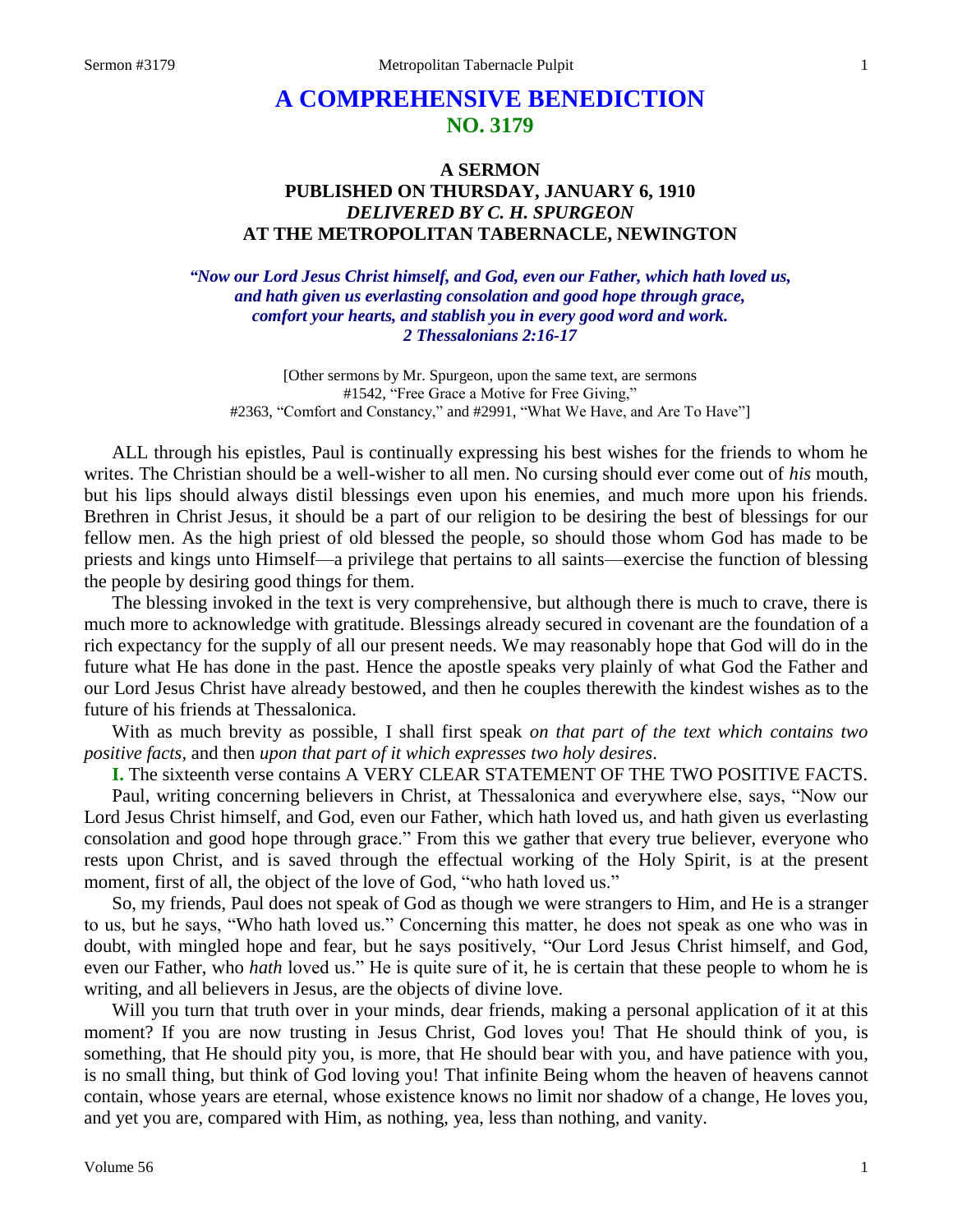# A COMPREHENSIVE BENEDICTION
## NO. 3179

### A SERMON
### PUBLISHED ON THURSDAY, JANUARY 6, 1910
### *DELIVERED BY C. H. SPURGEON*
### AT THE METROPOLITAN TABERNACLE, NEWINGTON

***"Now our Lord Jesus Christ himself, and God, even our Father, which hath loved us, and hath given us everlasting consolation and good hope through grace, comfort your hearts, and stablish you in every good word and work. 2 Thessalonians 2:16-17***

[Other sermons by Mr. Spurgeon, upon the same text, are sermons #1542, "Free Grace a Motive for Free Giving," #2363, "Comfort and Constancy," and #2991, "What We Have, and Are To Have"]

ALL through his epistles, Paul is continually expressing his best wishes for the friends to whom he writes. The Christian should be a well-wisher to all men. No cursing should ever come out of *his* mouth, but his lips should always distil blessings even upon his enemies, and much more upon his friends. Brethren in Christ Jesus, it should be a part of our religion to be desiring the best of blessings for our fellow men. As the high priest of old blessed the people, so should those whom God has made to be priests and kings unto Himself—a privilege that pertains to all saints—exercise the function of blessing the people by desiring good things for them.

The blessing invoked in the text is very comprehensive, but although there is much to crave, there is much more to acknowledge with gratitude. Blessings already secured in covenant are the foundation of a rich expectancy for the supply of all our present needs. We may reasonably hope that God will do in the future what He has done in the past. Hence the apostle speaks very plainly of what God the Father and our Lord Jesus Christ have already bestowed, and then he couples therewith the kindest wishes as to the future of his friends at Thessalonica.

With as much brevity as possible, I shall first speak *on that part of the text which contains two positive facts*, and then *upon that part of it which expresses two holy desires*.

**I.** The sixteenth verse contains A VERY CLEAR STATEMENT OF THE TWO POSITIVE FACTS.

Paul, writing concerning believers in Christ, at Thessalonica and everywhere else, says, "Now our Lord Jesus Christ himself, and God, even our Father, which hath loved us, and hath given us everlasting consolation and good hope through grace." From this we gather that every true believer, everyone who rests upon Christ, and is saved through the effectual working of the Holy Spirit, is at the present moment, first of all, the object of the love of God, "who hath loved us."

So, my friends, Paul does not speak of God as though we were strangers to Him, and He is a stranger to us, but he says, "Who hath loved us." Concerning this matter, he does not speak as one who was in doubt, with mingled hope and fear, but he says positively, "Our Lord Jesus Christ himself, and God, even our Father, who *hath* loved us." He is quite sure of it, he is certain that these people to whom he is writing, and all believers in Jesus, are the objects of divine love.

Will you turn that truth over in your minds, dear friends, making a personal application of it at this moment? If you are now trusting in Jesus Christ, God loves you! That He should think of you, is something, that He should pity you, is more, that He should bear with you, and have patience with you, is no small thing, but think of God loving you! That infinite Being whom the heaven of heavens cannot contain, whose years are eternal, whose existence knows no limit nor shadow of a change, He loves you, and yet you are, compared with Him, as nothing, yea, less than nothing, and vanity.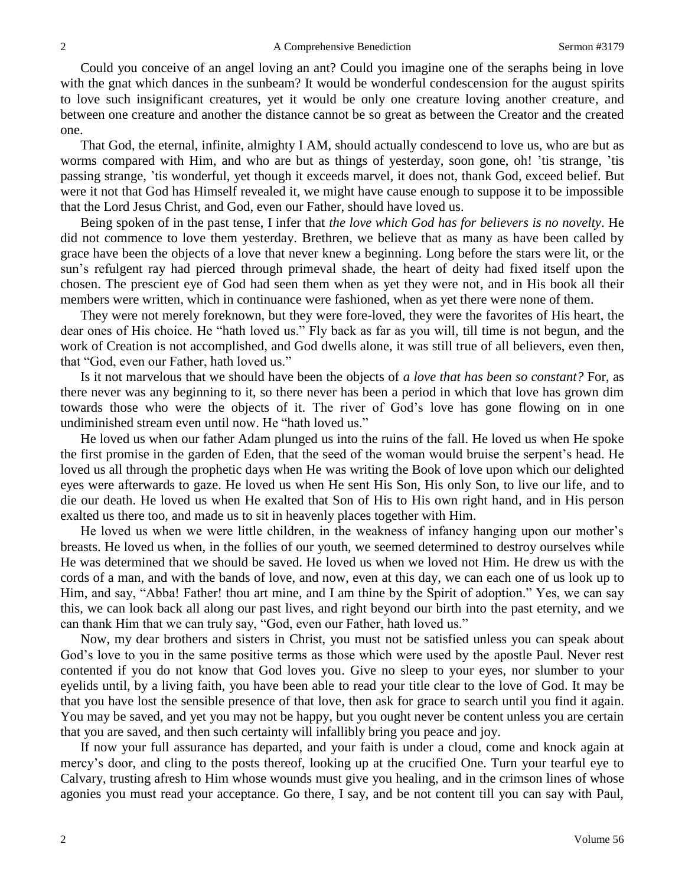Could you conceive of an angel loving an ant? Could you imagine one of the seraphs being in love with the gnat which dances in the sunbeam? It would be wonderful condescension for the august spirits to love such insignificant creatures, yet it would be only one creature loving another creature, and between one creature and another the distance cannot be so great as between the Creator and the created one.

That God, the eternal, infinite, almighty I AM, should actually condescend to love us, who are but as worms compared with Him, and who are but as things of yesterday, soon gone, oh! 'tis strange, 'tis passing strange, 'tis wonderful, yet though it exceeds marvel, it does not, thank God, exceed belief. But were it not that God has Himself revealed it, we might have cause enough to suppose it to be impossible that the Lord Jesus Christ, and God, even our Father, should have loved us.

Being spoken of in the past tense, I infer that *the love which God has for believers is no novelty*. He did not commence to love them yesterday. Brethren, we believe that as many as have been called by grace have been the objects of a love that never knew a beginning. Long before the stars were lit, or the sun's refulgent ray had pierced through primeval shade, the heart of deity had fixed itself upon the chosen. The prescient eye of God had seen them when as yet they were not, and in His book all their members were written, which in continuance were fashioned, when as yet there were none of them.

They were not merely foreknown, but they were fore-loved, they were the favorites of His heart, the dear ones of His choice. He "hath loved us." Fly back as far as you will, till time is not begun, and the work of Creation is not accomplished, and God dwells alone, it was still true of all believers, even then, that "God, even our Father, hath loved us."

Is it not marvelous that we should have been the objects of *a love that has been so constant?* For, as there never was any beginning to it, so there never has been a period in which that love has grown dim towards those who were the objects of it. The river of God's love has gone flowing on in one undiminished stream even until now. He "hath loved us."

He loved us when our father Adam plunged us into the ruins of the fall. He loved us when He spoke the first promise in the garden of Eden, that the seed of the woman would bruise the serpent's head. He loved us all through the prophetic days when He was writing the Book of love upon which our delighted eyes were afterwards to gaze. He loved us when He sent His Son, His only Son, to live our life, and to die our death. He loved us when He exalted that Son of His to His own right hand, and in His person exalted us there too, and made us to sit in heavenly places together with Him.

He loved us when we were little children, in the weakness of infancy hanging upon our mother's breasts. He loved us when, in the follies of our youth, we seemed determined to destroy ourselves while He was determined that we should be saved. He loved us when we loved not Him. He drew us with the cords of a man, and with the bands of love, and now, even at this day, we can each one of us look up to Him, and say, "Abba! Father! thou art mine, and I am thine by the Spirit of adoption." Yes, we can say this, we can look back all along our past lives, and right beyond our birth into the past eternity, and we can thank Him that we can truly say, "God, even our Father, hath loved us."

Now, my dear brothers and sisters in Christ, you must not be satisfied unless you can speak about God's love to you in the same positive terms as those which were used by the apostle Paul. Never rest contented if you do not know that God loves you. Give no sleep to your eyes, nor slumber to your eyelids until, by a living faith, you have been able to read your title clear to the love of God. It may be that you have lost the sensible presence of that love, then ask for grace to search until you find it again. You may be saved, and yet you may not be happy, but you ought never be content unless you are certain that you are saved, and then such certainty will infallibly bring you peace and joy.

If now your full assurance has departed, and your faith is under a cloud, come and knock again at mercy's door, and cling to the posts thereof, looking up at the crucified One. Turn your tearful eye to Calvary, trusting afresh to Him whose wounds must give you healing, and in the crimson lines of whose agonies you must read your acceptance. Go there, I say, and be not content till you can say with Paul,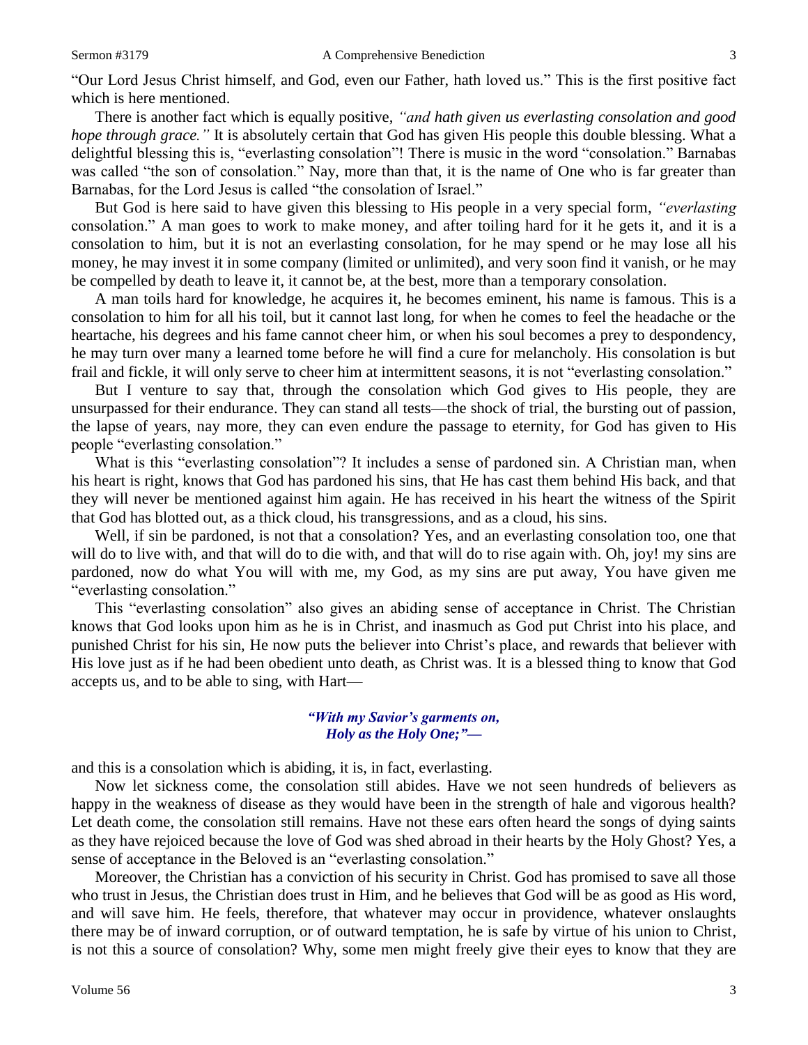"Our Lord Jesus Christ himself, and God, even our Father, hath loved us." This is the first positive fact which is here mentioned.

There is another fact which is equally positive, *"and hath given us everlasting consolation and good hope through grace."* It is absolutely certain that God has given His people this double blessing. What a delightful blessing this is, "everlasting consolation"! There is music in the word "consolation." Barnabas was called "the son of consolation." Nay, more than that, it is the name of One who is far greater than Barnabas, for the Lord Jesus is called "the consolation of Israel."

But God is here said to have given this blessing to His people in a very special form, *"everlasting* consolation." A man goes to work to make money, and after toiling hard for it he gets it, and it is a consolation to him, but it is not an everlasting consolation, for he may spend or he may lose all his money, he may invest it in some company (limited or unlimited), and very soon find it vanish, or he may be compelled by death to leave it, it cannot be, at the best, more than a temporary consolation.

A man toils hard for knowledge, he acquires it, he becomes eminent, his name is famous. This is a consolation to him for all his toil, but it cannot last long, for when he comes to feel the headache or the heartache, his degrees and his fame cannot cheer him, or when his soul becomes a prey to despondency, he may turn over many a learned tome before he will find a cure for melancholy. His consolation is but frail and fickle, it will only serve to cheer him at intermittent seasons, it is not "everlasting consolation."

But I venture to say that, through the consolation which God gives to His people, they are unsurpassed for their endurance. They can stand all tests—the shock of trial, the bursting out of passion, the lapse of years, nay more, they can even endure the passage to eternity, for God has given to His people "everlasting consolation."

What is this "everlasting consolation"? It includes a sense of pardoned sin. A Christian man, when his heart is right, knows that God has pardoned his sins, that He has cast them behind His back, and that they will never be mentioned against him again. He has received in his heart the witness of the Spirit that God has blotted out, as a thick cloud, his transgressions, and as a cloud, his sins.

Well, if sin be pardoned, is not that a consolation? Yes, and an everlasting consolation too, one that will do to live with, and that will do to die with, and that will do to rise again with. Oh, joy! my sins are pardoned, now do what You will with me, my God, as my sins are put away, You have given me "everlasting consolation."

This "everlasting consolation" also gives an abiding sense of acceptance in Christ. The Christian knows that God looks upon him as he is in Christ, and inasmuch as God put Christ into his place, and punished Christ for his sin, He now puts the believer into Christ's place, and rewards that believer with His love just as if he had been obedient unto death, as Christ was. It is a blessed thing to know that God accepts us, and to be able to sing, with Hart—

> ***"With my Savior's garments on,***
> ***Holy as the Holy One;"—***

and this is a consolation which is abiding, it is, in fact, everlasting.

Now let sickness come, the consolation still abides. Have we not seen hundreds of believers as happy in the weakness of disease as they would have been in the strength of hale and vigorous health? Let death come, the consolation still remains. Have not these ears often heard the songs of dying saints as they have rejoiced because the love of God was shed abroad in their hearts by the Holy Ghost? Yes, a sense of acceptance in the Beloved is an "everlasting consolation."

Moreover, the Christian has a conviction of his security in Christ. God has promised to save all those who trust in Jesus, the Christian does trust in Him, and he believes that God will be as good as His word, and will save him. He feels, therefore, that whatever may occur in providence, whatever onslaughts there may be of inward corruption, or of outward temptation, he is safe by virtue of his union to Christ, is not this a source of consolation? Why, some men might freely give their eyes to know that they are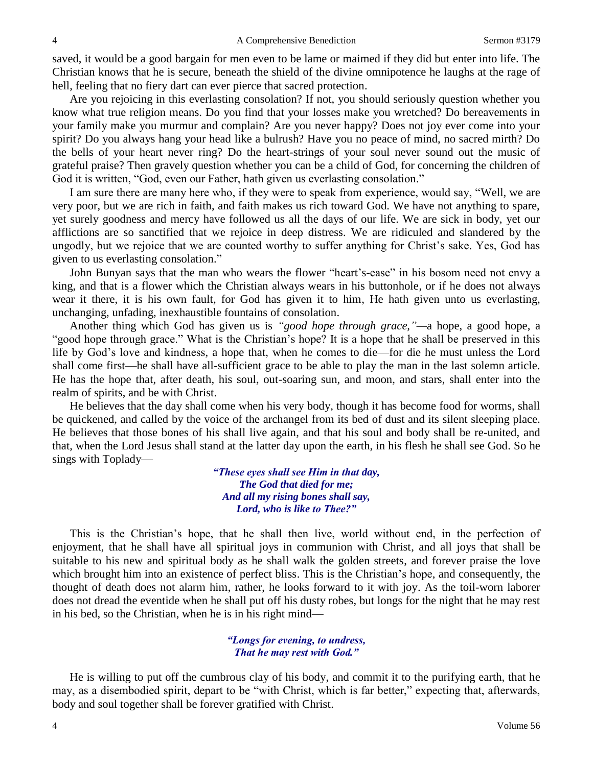saved, it would be a good bargain for men even to be lame or maimed if they did but enter into life. The Christian knows that he is secure, beneath the shield of the divine omnipotence he laughs at the rage of hell, feeling that no fiery dart can ever pierce that sacred protection.

Are you rejoicing in this everlasting consolation? If not, you should seriously question whether you know what true religion means. Do you find that your losses make you wretched? Do bereavements in your family make you murmur and complain? Are you never happy? Does not joy ever come into your spirit? Do you always hang your head like a bulrush? Have you no peace of mind, no sacred mirth? Do the bells of your heart never ring? Do the heart-strings of your soul never sound out the music of grateful praise? Then gravely question whether you can be a child of God, for concerning the children of God it is written, "God, even our Father, hath given us everlasting consolation."

I am sure there are many here who, if they were to speak from experience, would say, "Well, we are very poor, but we are rich in faith, and faith makes us rich toward God. We have not anything to spare, yet surely goodness and mercy have followed us all the days of our life. We are sick in body, yet our afflictions are so sanctified that we rejoice in deep distress. We are ridiculed and slandered by the ungodly, but we rejoice that we are counted worthy to suffer anything for Christ's sake. Yes, God has given to us everlasting consolation."

John Bunyan says that the man who wears the flower "heart's-ease" in his bosom need not envy a king, and that is a flower which the Christian always wears in his buttonhole, or if he does not always wear it there, it is his own fault, for God has given it to him, He hath given unto us everlasting, unchanging, unfading, inexhaustible fountains of consolation.

Another thing which God has given us is *"good hope through grace,"*—a hope, a good hope, a "good hope through grace." What is the Christian's hope? It is a hope that he shall be preserved in this life by God's love and kindness, a hope that, when he comes to die—for die he must unless the Lord shall come first—he shall have all-sufficient grace to be able to play the man in the last solemn article. He has the hope that, after death, his soul, out-soaring sun, and moon, and stars, shall enter into the realm of spirits, and be with Christ.

He believes that the day shall come when his very body, though it has become food for worms, shall be quickened, and called by the voice of the archangel from its bed of dust and its silent sleeping place. He believes that those bones of his shall live again, and that his soul and body shall be re-united, and that, when the Lord Jesus shall stand at the latter day upon the earth, in his flesh he shall see God. So he sings with Toplady—

> ***"These eyes shall see Him in that day,***
> ***The God that died for me;***
> ***And all my rising bones shall say,***
> ***Lord, who is like to Thee?"***

This is the Christian's hope, that he shall then live, world without end, in the perfection of enjoyment, that he shall have all spiritual joys in communion with Christ, and all joys that shall be suitable to his new and spiritual body as he shall walk the golden streets, and forever praise the love which brought him into an existence of perfect bliss. This is the Christian's hope, and consequently, the thought of death does not alarm him, rather, he looks forward to it with joy. As the toil-worn laborer does not dread the eventide when he shall put off his dusty robes, but longs for the night that he may rest in his bed, so the Christian, when he is in his right mind—

> ***"Longs for evening, to undress,***
> ***That he may rest with God."***

He is willing to put off the cumbrous clay of his body, and commit it to the purifying earth, that he may, as a disembodied spirit, depart to be "with Christ, which is far better," expecting that, afterwards, body and soul together shall be forever gratified with Christ.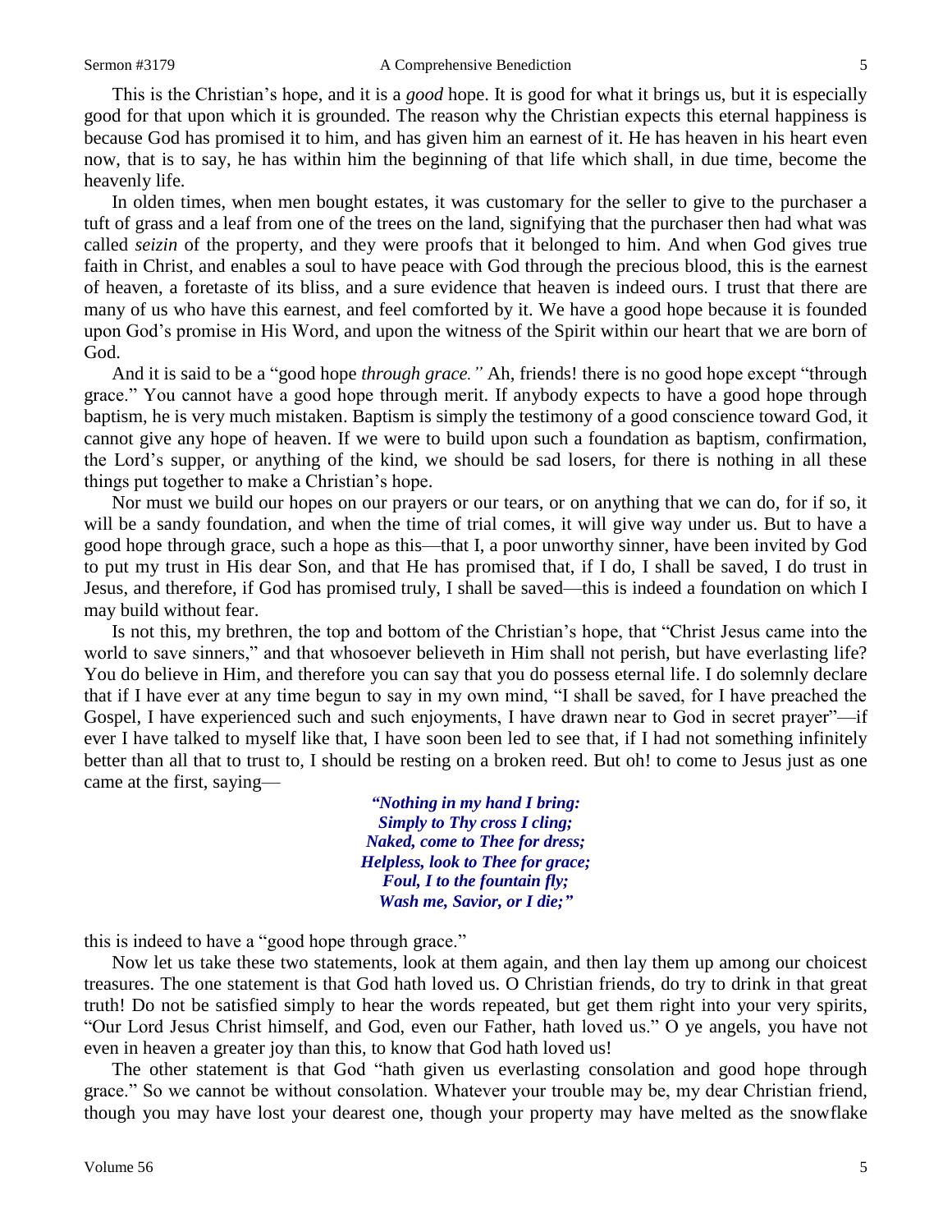This is the Christian's hope, and it is a *good* hope. It is good for what it brings us, but it is especially good for that upon which it is grounded. The reason why the Christian expects this eternal happiness is because God has promised it to him, and has given him an earnest of it. He has heaven in his heart even now, that is to say, he has within him the beginning of that life which shall, in due time, become the heavenly life.

In olden times, when men bought estates, it was customary for the seller to give to the purchaser a tuft of grass and a leaf from one of the trees on the land, signifying that the purchaser then had what was called *seizin* of the property, and they were proofs that it belonged to him. And when God gives true faith in Christ, and enables a soul to have peace with God through the precious blood, this is the earnest of heaven, a foretaste of its bliss, and a sure evidence that heaven is indeed ours. I trust that there are many of us who have this earnest, and feel comforted by it. We have a good hope because it is founded upon God's promise in His Word, and upon the witness of the Spirit within our heart that we are born of God.

And it is said to be a "good hope *through grace."* Ah, friends! there is no good hope except "through grace." You cannot have a good hope through merit. If anybody expects to have a good hope through baptism, he is very much mistaken. Baptism is simply the testimony of a good conscience toward God, it cannot give any hope of heaven. If we were to build upon such a foundation as baptism, confirmation, the Lord's supper, or anything of the kind, we should be sad losers, for there is nothing in all these things put together to make a Christian's hope.

Nor must we build our hopes on our prayers or our tears, or on anything that we can do, for if so, it will be a sandy foundation, and when the time of trial comes, it will give way under us. But to have a good hope through grace, such a hope as this—that I, a poor unworthy sinner, have been invited by God to put my trust in His dear Son, and that He has promised that, if I do, I shall be saved, I do trust in Jesus, and therefore, if God has promised truly, I shall be saved—this is indeed a foundation on which I may build without fear.

Is not this, my brethren, the top and bottom of the Christian's hope, that "Christ Jesus came into the world to save sinners," and that whosoever believeth in Him shall not perish, but have everlasting life? You do believe in Him, and therefore you can say that you do possess eternal life. I do solemnly declare that if I have ever at any time begun to say in my own mind, "I shall be saved, for I have preached the Gospel, I have experienced such and such enjoyments, I have drawn near to God in secret prayer"—if ever I have talked to myself like that, I have soon been led to see that, if I had not something infinitely better than all that to trust to, I should be resting on a broken reed. But oh! to come to Jesus just as one came at the first, saying—

> ***"Nothing in my hand I bring:***
> ***Simply to Thy cross I cling;***
> ***Naked, come to Thee for dress;***
> ***Helpless, look to Thee for grace;***
> ***Foul, I to the fountain fly;***
> ***Wash me, Savior, or I die;"***

this is indeed to have a "good hope through grace."

Now let us take these two statements, look at them again, and then lay them up among our choicest treasures. The one statement is that God hath loved us. O Christian friends, do try to drink in that great truth! Do not be satisfied simply to hear the words repeated, but get them right into your very spirits, "Our Lord Jesus Christ himself, and God, even our Father, hath loved us." O ye angels, you have not even in heaven a greater joy than this, to know that God hath loved us!

The other statement is that God "hath given us everlasting consolation and good hope through grace." So we cannot be without consolation. Whatever your trouble may be, my dear Christian friend, though you may have lost your dearest one, though your property may have melted as the snowflake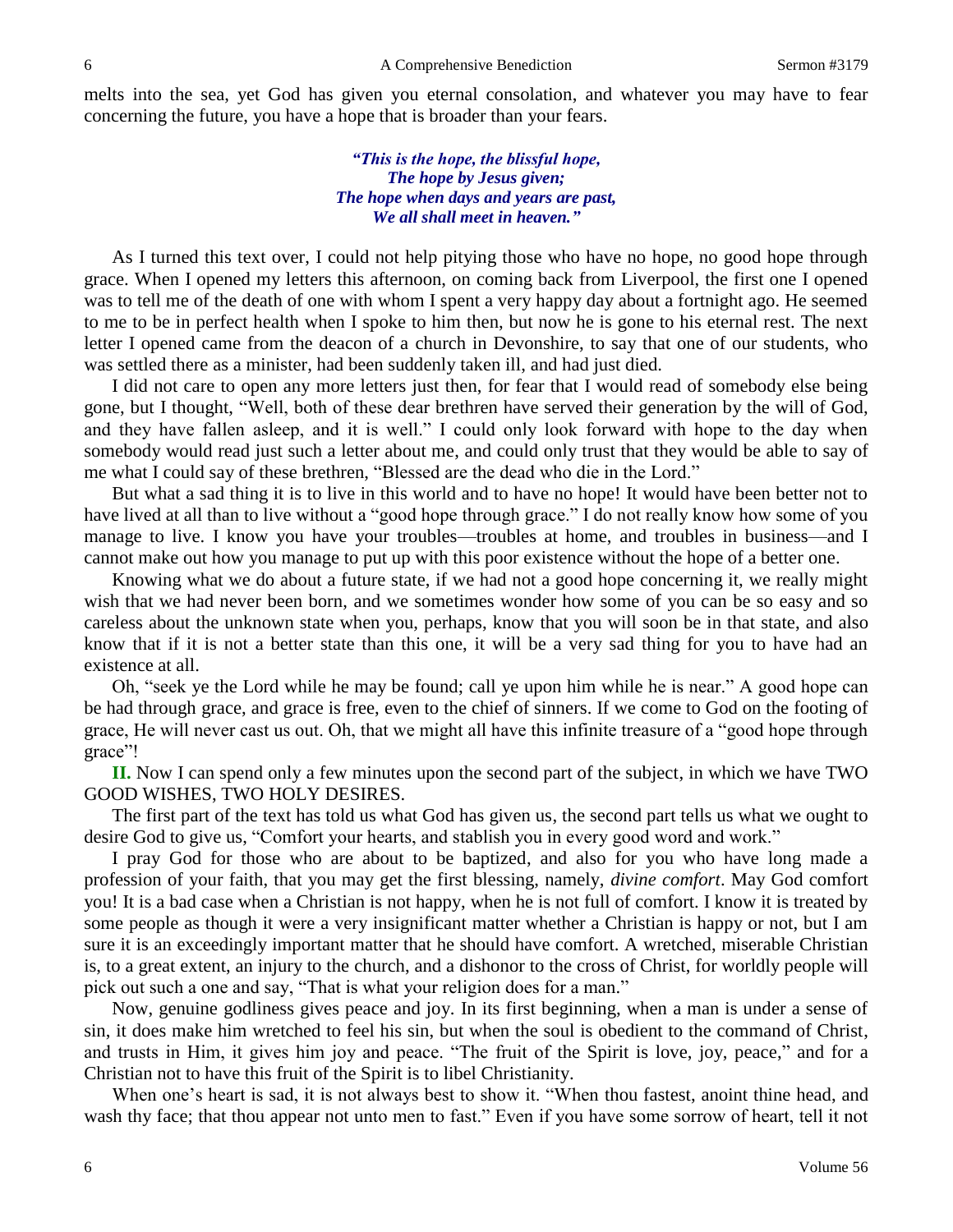melts into the sea, yet God has given you eternal consolation, and whatever you may have to fear concerning the future, you have a hope that is broader than your fears.

> ***"This is the hope, the blissful hope,***
> ***The hope by Jesus given;***
> ***The hope when days and years are past,***
> ***We all shall meet in heaven."***

As I turned this text over, I could not help pitying those who have no hope, no good hope through grace. When I opened my letters this afternoon, on coming back from Liverpool, the first one I opened was to tell me of the death of one with whom I spent a very happy day about a fortnight ago. He seemed to me to be in perfect health when I spoke to him then, but now he is gone to his eternal rest. The next letter I opened came from the deacon of a church in Devonshire, to say that one of our students, who was settled there as a minister, had been suddenly taken ill, and had just died.

I did not care to open any more letters just then, for fear that I would read of somebody else being gone, but I thought, "Well, both of these dear brethren have served their generation by the will of God, and they have fallen asleep, and it is well." I could only look forward with hope to the day when somebody would read just such a letter about me, and could only trust that they would be able to say of me what I could say of these brethren, "Blessed are the dead who die in the Lord."

But what a sad thing it is to live in this world and to have no hope! It would have been better not to have lived at all than to live without a "good hope through grace." I do not really know how some of you manage to live. I know you have your troubles—troubles at home, and troubles in business—and I cannot make out how you manage to put up with this poor existence without the hope of a better one.

Knowing what we do about a future state, if we had not a good hope concerning it, we really might wish that we had never been born, and we sometimes wonder how some of you can be so easy and so careless about the unknown state when you, perhaps, know that you will soon be in that state, and also know that if it is not a better state than this one, it will be a very sad thing for you to have had an existence at all.

Oh, "seek ye the Lord while he may be found; call ye upon him while he is near." A good hope can be had through grace, and grace is free, even to the chief of sinners. If we come to God on the footing of grace, He will never cast us out. Oh, that we might all have this infinite treasure of a "good hope through grace"!

**II.** Now I can spend only a few minutes upon the second part of the subject, in which we have TWO GOOD WISHES, TWO HOLY DESIRES.

The first part of the text has told us what God has given us, the second part tells us what we ought to desire God to give us, "Comfort your hearts, and stablish you in every good word and work."

I pray God for those who are about to be baptized, and also for you who have long made a profession of your faith, that you may get the first blessing, namely, *divine comfort*. May God comfort you! It is a bad case when a Christian is not happy, when he is not full of comfort. I know it is treated by some people as though it were a very insignificant matter whether a Christian is happy or not, but I am sure it is an exceedingly important matter that he should have comfort. A wretched, miserable Christian is, to a great extent, an injury to the church, and a dishonor to the cross of Christ, for worldly people will pick out such a one and say, "That is what your religion does for a man."

Now, genuine godliness gives peace and joy. In its first beginning, when a man is under a sense of sin, it does make him wretched to feel his sin, but when the soul is obedient to the command of Christ, and trusts in Him, it gives him joy and peace. "The fruit of the Spirit is love, joy, peace," and for a Christian not to have this fruit of the Spirit is to libel Christianity.

When one's heart is sad, it is not always best to show it. "When thou fastest, anoint thine head, and wash thy face; that thou appear not unto men to fast." Even if you have some sorrow of heart, tell it not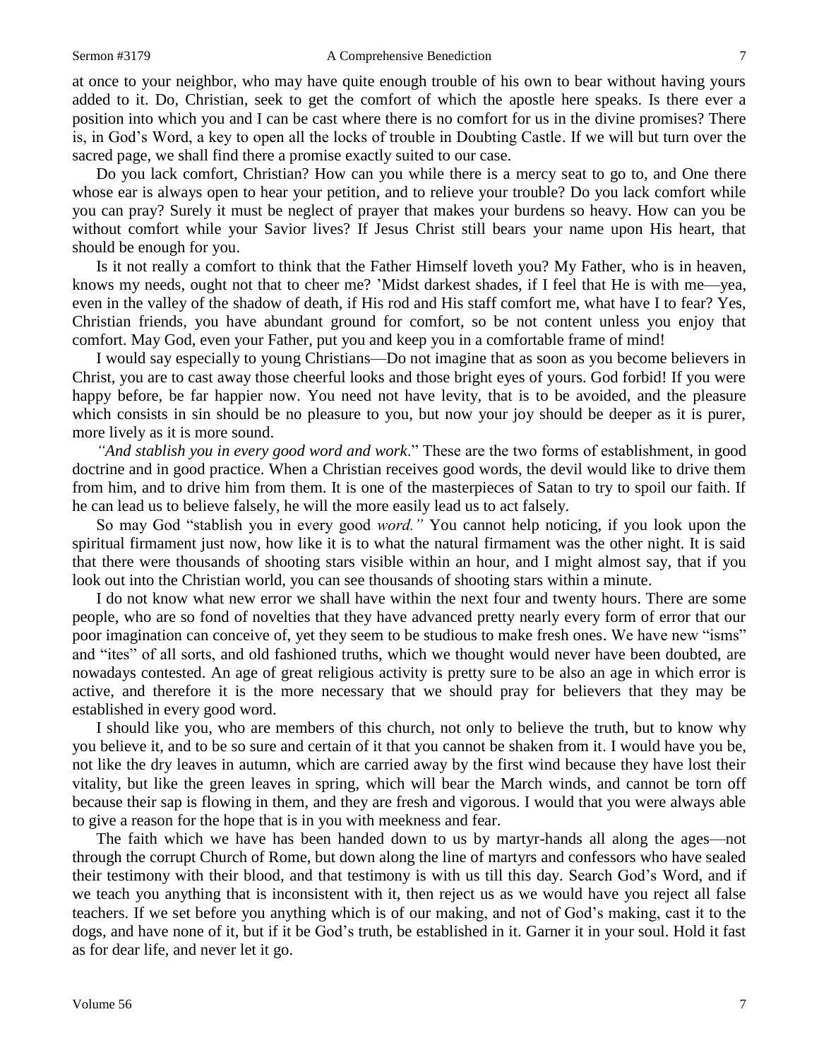at once to your neighbor, who may have quite enough trouble of his own to bear without having yours added to it. Do, Christian, seek to get the comfort of which the apostle here speaks. Is there ever a position into which you and I can be cast where there is no comfort for us in the divine promises? There is, in God's Word, a key to open all the locks of trouble in Doubting Castle. If we will but turn over the sacred page, we shall find there a promise exactly suited to our case.

Do you lack comfort, Christian? How can you while there is a mercy seat to go to, and One there whose ear is always open to hear your petition, and to relieve your trouble? Do you lack comfort while you can pray? Surely it must be neglect of prayer that makes your burdens so heavy. How can you be without comfort while your Savior lives? If Jesus Christ still bears your name upon His heart, that should be enough for you.

Is it not really a comfort to think that the Father Himself loveth you? My Father, who is in heaven, knows my needs, ought not that to cheer me? 'Midst darkest shades, if I feel that He is with me—yea, even in the valley of the shadow of death, if His rod and His staff comfort me, what have I to fear? Yes, Christian friends, you have abundant ground for comfort, so be not content unless you enjoy that comfort. May God, even your Father, put you and keep you in a comfortable frame of mind!

I would say especially to young Christians—Do not imagine that as soon as you become believers in Christ, you are to cast away those cheerful looks and those bright eyes of yours. God forbid! If you were happy before, be far happier now. You need not have levity, that is to be avoided, and the pleasure which consists in sin should be no pleasure to you, but now your joy should be deeper as it is purer, more lively as it is more sound.

*"And stablish you in every good word and work*." These are the two forms of establishment, in good doctrine and in good practice. When a Christian receives good words, the devil would like to drive them from him, and to drive him from them. It is one of the masterpieces of Satan to try to spoil our faith. If he can lead us to believe falsely, he will the more easily lead us to act falsely.

So may God "stablish you in every good *word."* You cannot help noticing, if you look upon the spiritual firmament just now, how like it is to what the natural firmament was the other night. It is said that there were thousands of shooting stars visible within an hour, and I might almost say, that if you look out into the Christian world, you can see thousands of shooting stars within a minute.

I do not know what new error we shall have within the next four and twenty hours. There are some people, who are so fond of novelties that they have advanced pretty nearly every form of error that our poor imagination can conceive of, yet they seem to be studious to make fresh ones. We have new "isms" and "ites" of all sorts, and old fashioned truths, which we thought would never have been doubted, are nowadays contested. An age of great religious activity is pretty sure to be also an age in which error is active, and therefore it is the more necessary that we should pray for believers that they may be established in every good word.

I should like you, who are members of this church, not only to believe the truth, but to know why you believe it, and to be so sure and certain of it that you cannot be shaken from it. I would have you be, not like the dry leaves in autumn, which are carried away by the first wind because they have lost their vitality, but like the green leaves in spring, which will bear the March winds, and cannot be torn off because their sap is flowing in them, and they are fresh and vigorous. I would that you were always able to give a reason for the hope that is in you with meekness and fear.

The faith which we have has been handed down to us by martyr-hands all along the ages—not through the corrupt Church of Rome, but down along the line of martyrs and confessors who have sealed their testimony with their blood, and that testimony is with us till this day. Search God's Word, and if we teach you anything that is inconsistent with it, then reject us as we would have you reject all false teachers. If we set before you anything which is of our making, and not of God's making, cast it to the dogs, and have none of it, but if it be God's truth, be established in it. Garner it in your soul. Hold it fast as for dear life, and never let it go.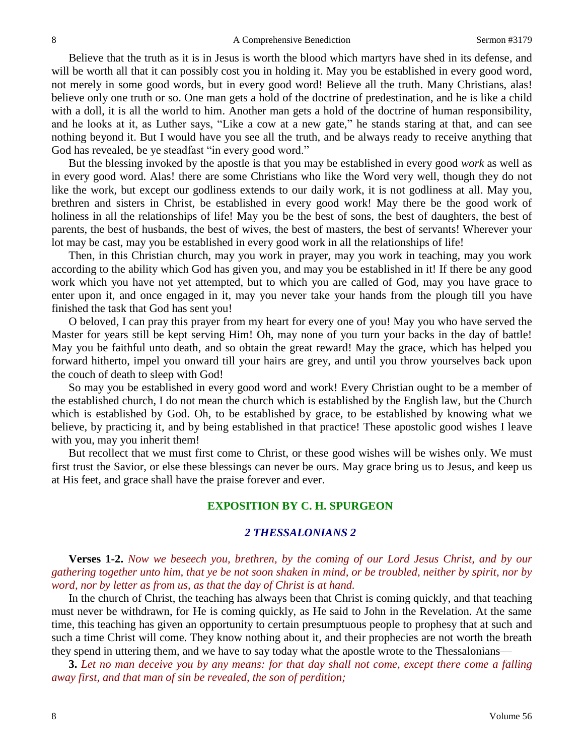Believe that the truth as it is in Jesus is worth the blood which martyrs have shed in its defense, and will be worth all that it can possibly cost you in holding it. May you be established in every good word, not merely in some good words, but in every good word! Believe all the truth. Many Christians, alas! believe only one truth or so. One man gets a hold of the doctrine of predestination, and he is like a child with a doll, it is all the world to him. Another man gets a hold of the doctrine of human responsibility, and he looks at it, as Luther says, "Like a cow at a new gate," he stands staring at that, and can see nothing beyond it. But I would have you see all the truth, and be always ready to receive anything that God has revealed, be ye steadfast "in every good word."

But the blessing invoked by the apostle is that you may be established in every good *work* as well as in every good word. Alas! there are some Christians who like the Word very well, though they do not like the work, but except our godliness extends to our daily work, it is not godliness at all. May you, brethren and sisters in Christ, be established in every good work! May there be the good work of holiness in all the relationships of life! May you be the best of sons, the best of daughters, the best of parents, the best of husbands, the best of wives, the best of masters, the best of servants! Wherever your lot may be cast, may you be established in every good work in all the relationships of life!

Then, in this Christian church, may you work in prayer, may you work in teaching, may you work according to the ability which God has given you, and may you be established in it! If there be any good work which you have not yet attempted, but to which you are called of God, may you have grace to enter upon it, and once engaged in it, may you never take your hands from the plough till you have finished the task that God has sent you!

O beloved, I can pray this prayer from my heart for every one of you! May you who have served the Master for years still be kept serving Him! Oh, may none of you turn your backs in the day of battle! May you be faithful unto death, and so obtain the great reward! May the grace, which has helped you forward hitherto, impel you onward till your hairs are grey, and until you throw yourselves back upon the couch of death to sleep with God!

So may you be established in every good word and work! Every Christian ought to be a member of the established church, I do not mean the church which is established by the English law, but the Church which is established by God. Oh, to be established by grace, to be established by knowing what we believe, by practicing it, and by being established in that practice! These apostolic good wishes I leave with you, may you inherit them!

But recollect that we must first come to Christ, or these good wishes will be wishes only. We must first trust the Savior, or else these blessings can never be ours. May grace bring us to Jesus, and keep us at His feet, and grace shall have the praise forever and ever.

## EXPOSITION BY C. H. SPURGEON

### *2 THESSALONIANS 2*

**Verses 1-2.** *Now we beseech you, brethren, by the coming of our Lord Jesus Christ, and by our gathering together unto him, that ye be not soon shaken in mind, or be troubled, neither by spirit, nor by word, nor by letter as from us, as that the day of Christ is at hand.*

In the church of Christ, the teaching has always been that Christ is coming quickly, and that teaching must never be withdrawn, for He is coming quickly, as He said to John in the Revelation. At the same time, this teaching has given an opportunity to certain presumptuous people to prophesy that at such and such a time Christ will come. They know nothing about it, and their prophecies are not worth the breath they spend in uttering them, and we have to say today what the apostle wrote to the Thessalonians—

**3.** *Let no man deceive you by any means: for that day shall not come, except there come a falling away first, and that man of sin be revealed, the son of perdition;*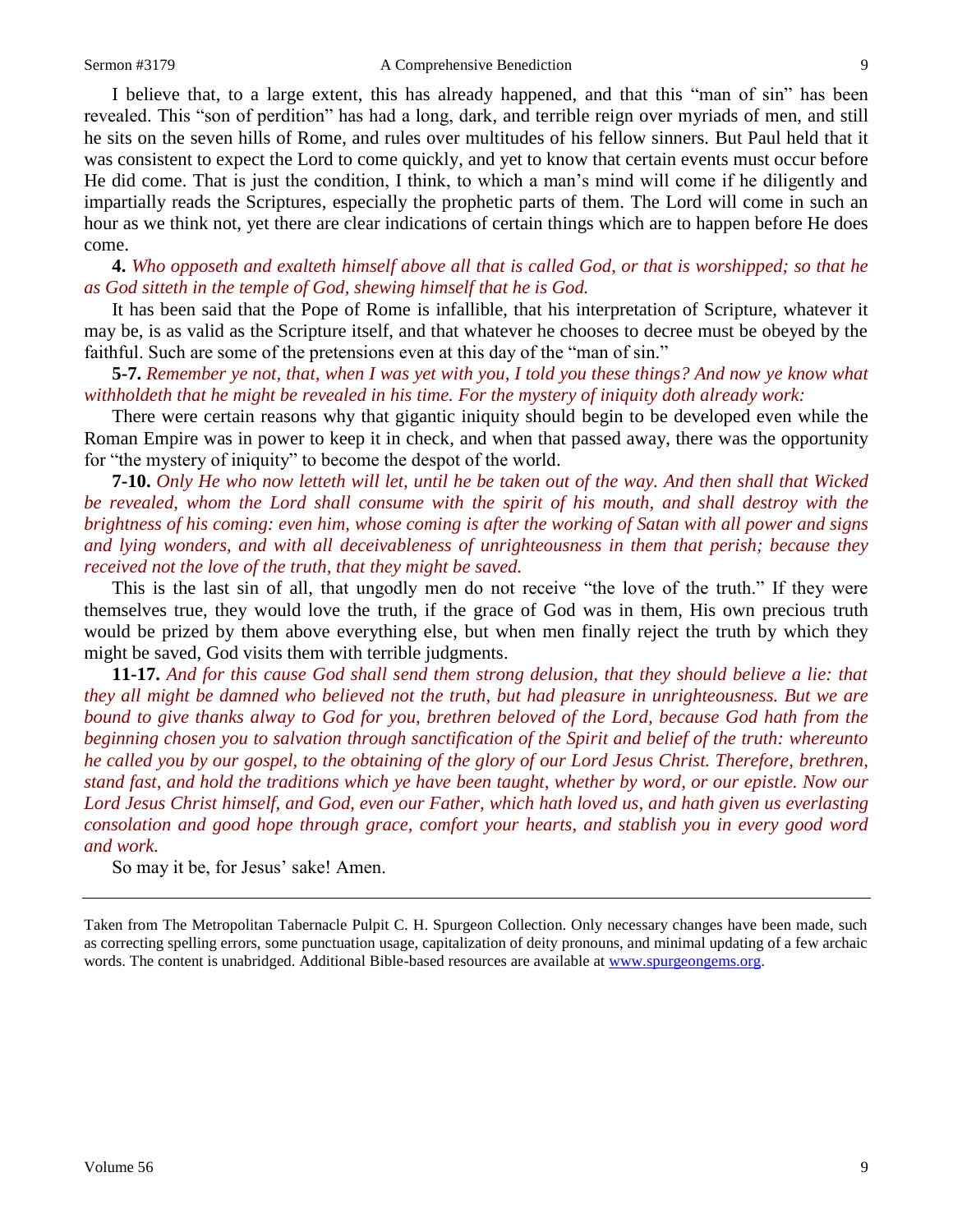I believe that, to a large extent, this has already happened, and that this "man of sin" has been revealed. This "son of perdition" has had a long, dark, and terrible reign over myriads of men, and still he sits on the seven hills of Rome, and rules over multitudes of his fellow sinners. But Paul held that it was consistent to expect the Lord to come quickly, and yet to know that certain events must occur before He did come. That is just the condition, I think, to which a man's mind will come if he diligently and impartially reads the Scriptures, especially the prophetic parts of them. The Lord will come in such an hour as we think not, yet there are clear indications of certain things which are to happen before He does come.

**4.** *Who opposeth and exalteth himself above all that is called God, or that is worshipped; so that he as God sitteth in the temple of God, shewing himself that he is God.*

It has been said that the Pope of Rome is infallible, that his interpretation of Scripture, whatever it may be, is as valid as the Scripture itself, and that whatever he chooses to decree must be obeyed by the faithful. Such are some of the pretensions even at this day of the "man of sin."

**5-7.** *Remember ye not, that, when I was yet with you, I told you these things? And now ye know what withholdeth that he might be revealed in his time. For the mystery of iniquity doth already work:*

There were certain reasons why that gigantic iniquity should begin to be developed even while the Roman Empire was in power to keep it in check, and when that passed away, there was the opportunity for "the mystery of iniquity" to become the despot of the world.

**7-10.** *Only He who now letteth will let, until he be taken out of the way. And then shall that Wicked be revealed, whom the Lord shall consume with the spirit of his mouth, and shall destroy with the brightness of his coming: even him, whose coming is after the working of Satan with all power and signs and lying wonders, and with all deceivableness of unrighteousness in them that perish; because they received not the love of the truth, that they might be saved.*

This is the last sin of all, that ungodly men do not receive "the love of the truth." If they were themselves true, they would love the truth, if the grace of God was in them, His own precious truth would be prized by them above everything else, but when men finally reject the truth by which they might be saved, God visits them with terrible judgments.

**11-17.** *And for this cause God shall send them strong delusion, that they should believe a lie: that they all might be damned who believed not the truth, but had pleasure in unrighteousness. But we are bound to give thanks alway to God for you, brethren beloved of the Lord, because God hath from the beginning chosen you to salvation through sanctification of the Spirit and belief of the truth: whereunto he called you by our gospel, to the obtaining of the glory of our Lord Jesus Christ. Therefore, brethren, stand fast, and hold the traditions which ye have been taught, whether by word, or our epistle. Now our Lord Jesus Christ himself, and God, even our Father, which hath loved us, and hath given us everlasting consolation and good hope through grace, comfort your hearts, and stablish you in every good word and work.*

So may it be, for Jesus' sake! Amen.

---

Taken from The Metropolitan Tabernacle Pulpit C. H. Spurgeon Collection. Only necessary changes have been made, such as correcting spelling errors, some punctuation usage, capitalization of deity pronouns, and minimal updating of a few archaic words. The content is unabridged. Additional Bible-based resources are available at www.spurgeongems.org.